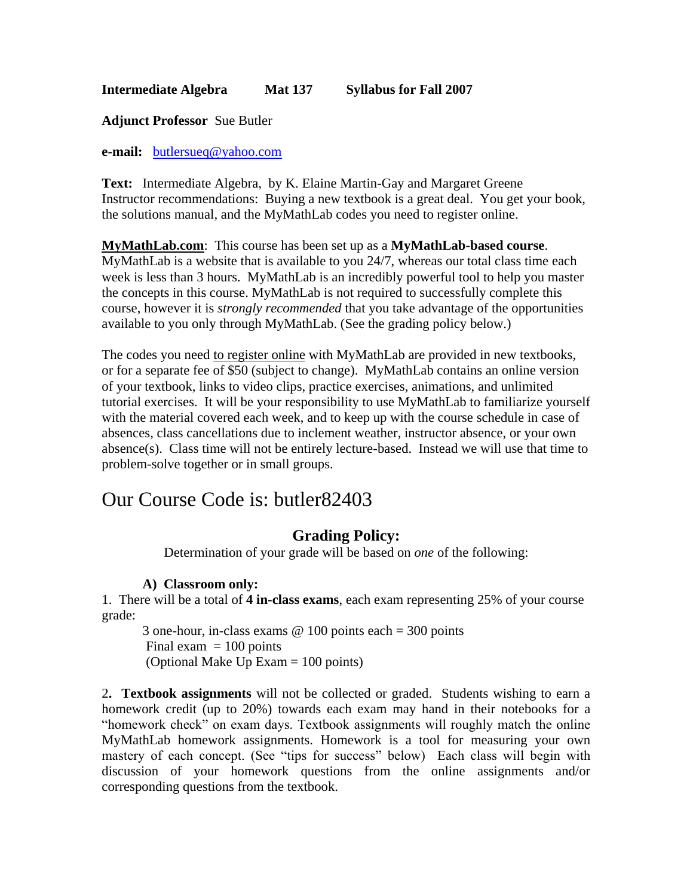**Intermediate Algebra  Mat 137  Syllabus for Fall 2007**

**Adjunct Professor** Sue Butler

**e-mail:** butlersueq@yahoo.com

**Text:** Intermediate Algebra, by K. Elaine Martin-Gay and Margaret Greene
Instructor recommendations: Buying a new textbook is a great deal. You get your book, the solutions manual, and the MyMathLab codes you need to register online.

**MyMathLab.com**: This course has been set up as a **MyMathLab-based course**. MyMathLab is a website that is available to you 24/7, whereas our total class time each week is less than 3 hours. MyMathLab is an incredibly powerful tool to help you master the concepts in this course. MyMathLab is not required to successfully complete this course, however it is *strongly recommended* that you take advantage of the opportunities available to you only through MyMathLab. (See the grading policy below.)

The codes you need to register online with MyMathLab are provided in new textbooks, or for a separate fee of $50 (subject to change). MyMathLab contains an online version of your textbook, links to video clips, practice exercises, animations, and unlimited tutorial exercises. It will be your responsibility to use MyMathLab to familiarize yourself with the material covered each week, and to keep up with the course schedule in case of absences, class cancellations due to inclement weather, instructor absence, or your own absence(s). Class time will not be entirely lecture-based. Instead we will use that time to problem-solve together or in small groups.

# Our Course Code is: butler82403

## Grading Policy:

Determination of your grade will be based on *one* of the following:

**A) Classroom only:**

1. There will be a total of **4 in-class exams**, each exam representing 25% of your course grade:

   3 one-hour, in-class exams @ 100 points each = 300 points
   Final exam = 100 points
   (Optional Make Up Exam = 100 points)

2. **Textbook assignments** will not be collected or graded. Students wishing to earn a homework credit (up to 20%) towards each exam may hand in their notebooks for a "homework check" on exam days. Textbook assignments will roughly match the online MyMathLab homework assignments. Homework is a tool for measuring your own mastery of each concept. (See "tips for success" below) Each class will begin with discussion of your homework questions from the online assignments and/or corresponding questions from the textbook.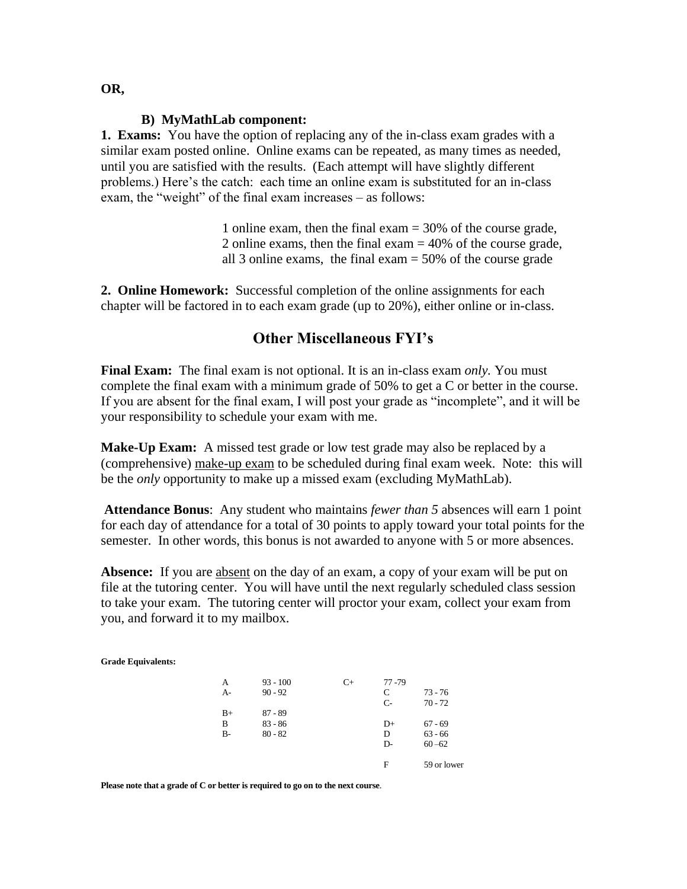**OR,**

**B) MyMathLab component:**

**1. Exams:** You have the option of replacing any of the in-class exam grades with a similar exam posted online. Online exams can be repeated, as many times as needed, until you are satisfied with the results. (Each attempt will have slightly different problems.) Here's the catch: each time an online exam is substituted for an in-class exam, the "weight" of the final exam increases – as follows:

> 1 online exam, then the final exam = 30% of the course grade,
> 2 online exams, then the final exam = 40% of the course grade,
> all 3 online exams, the final exam = 50% of the course grade

**2. Online Homework:** Successful completion of the online assignments for each chapter will be factored in to each exam grade (up to 20%), either online or in-class.

## Other Miscellaneous FYI's

**Final Exam:** The final exam is not optional. It is an in-class exam *only.* You must complete the final exam with a minimum grade of 50% to get a C or better in the course. If you are absent for the final exam, I will post your grade as "incomplete", and it will be your responsibility to schedule your exam with me.

**Make-Up Exam:** A missed test grade or low test grade may also be replaced by a (comprehensive) make-up exam to be scheduled during final exam week. Note: this will be the *only* opportunity to make up a missed exam (excluding MyMathLab).

**Attendance Bonus**: Any student who maintains *fewer than 5* absences will earn 1 point for each day of attendance for a total of 30 points to apply toward your total points for the semester. In other words, this bonus is not awarded to anyone with 5 or more absences.

**Absence:** If you are absent on the day of an exam, a copy of your exam will be put on file at the tutoring center. You will have until the next regularly scheduled class session to take your exam. The tutoring center will proctor your exam, collect your exam from you, and forward it to my mailbox.

**Grade Equivalents:**

| | | | |
|---|---|---|---|
| A | 93 - 100 | C+ | 77 -79 |
| A- | 90 - 92 | C | 73 - 76 |
| | | C- | 70 - 72 |
| B+ | 87 - 89 | | |
| B | 83 - 86 | D+ | 67 - 69 |
| B- | 80 - 82 | D | 63 - 66 |
| | | D- | 60 –62 |
| | | F | 59 or lower |

**Please note that a grade of C or better is required to go on to the next course**.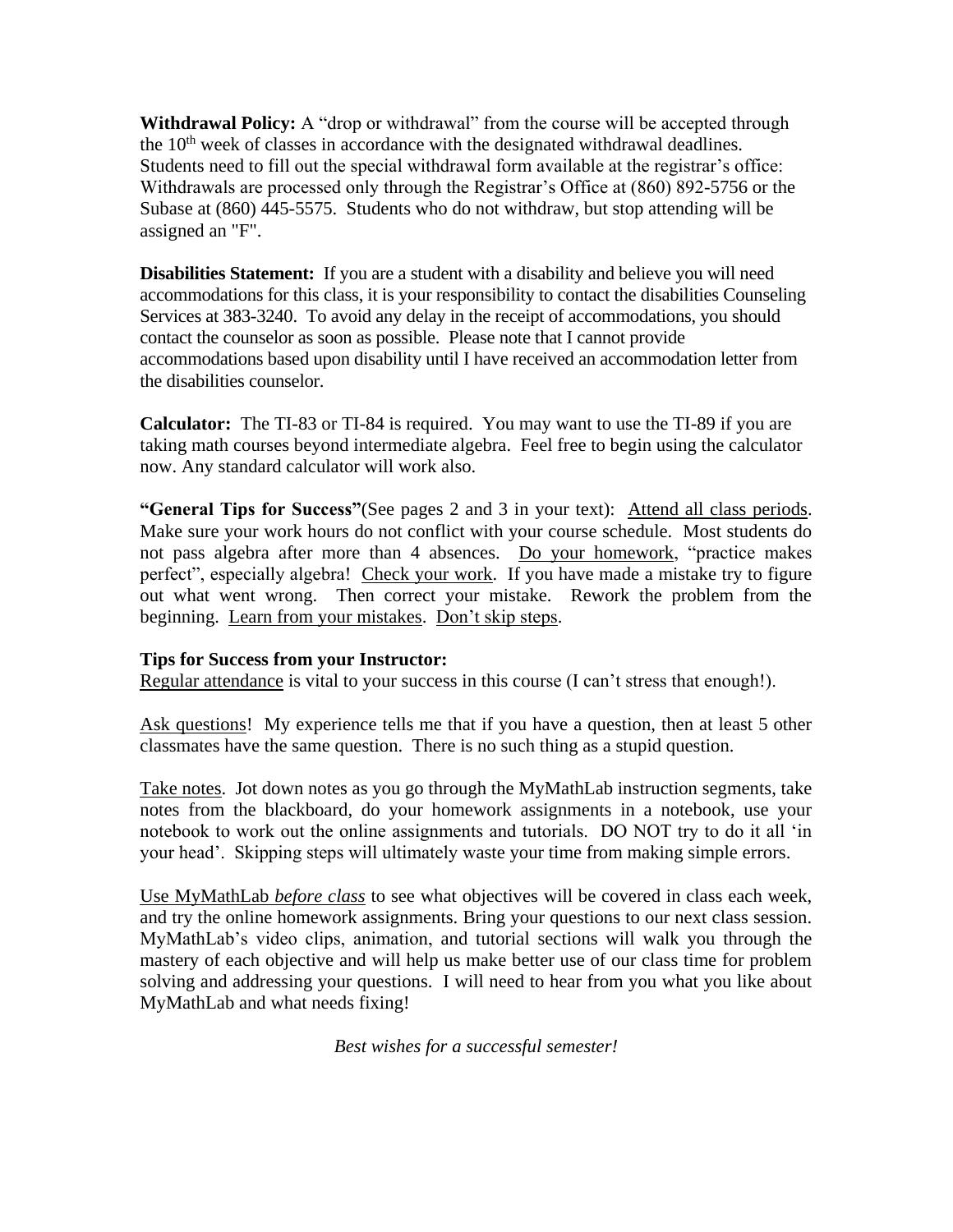**Withdrawal Policy:** A "drop or withdrawal" from the course will be accepted through the 10th week of classes in accordance with the designated withdrawal deadlines. Students need to fill out the special withdrawal form available at the registrar's office: Withdrawals are processed only through the Registrar's Office at (860) 892-5756 or the Subase at (860) 445-5575. Students who do not withdraw, but stop attending will be assigned an "F".

**Disabilities Statement:** If you are a student with a disability and believe you will need accommodations for this class, it is your responsibility to contact the disabilities Counseling Services at 383-3240. To avoid any delay in the receipt of accommodations, you should contact the counselor as soon as possible. Please note that I cannot provide accommodations based upon disability until I have received an accommodation letter from the disabilities counselor.

**Calculator:** The TI-83 or TI-84 is required. You may want to use the TI-89 if you are taking math courses beyond intermediate algebra. Feel free to begin using the calculator now. Any standard calculator will work also.

**"General Tips for Success"**(See pages 2 and 3 in your text): Attend all class periods. Make sure your work hours do not conflict with your course schedule. Most students do not pass algebra after more than 4 absences. Do your homework, "practice makes perfect", especially algebra! Check your work. If you have made a mistake try to figure out what went wrong. Then correct your mistake. Rework the problem from the beginning. Learn from your mistakes. Don't skip steps.

**Tips for Success from your Instructor:**

Regular attendance is vital to your success in this course (I can't stress that enough!).

Ask questions! My experience tells me that if you have a question, then at least 5 other classmates have the same question. There is no such thing as a stupid question.

Take notes. Jot down notes as you go through the MyMathLab instruction segments, take notes from the blackboard, do your homework assignments in a notebook, use your notebook to work out the online assignments and tutorials. DO NOT try to do it all 'in your head'. Skipping steps will ultimately waste your time from making simple errors.

Use MyMathLab *before class* to see what objectives will be covered in class each week, and try the online homework assignments. Bring your questions to our next class session. MyMathLab's video clips, animation, and tutorial sections will walk you through the mastery of each objective and will help us make better use of our class time for problem solving and addressing your questions. I will need to hear from you what you like about MyMathLab and what needs fixing!

*Best wishes for a successful semester!*